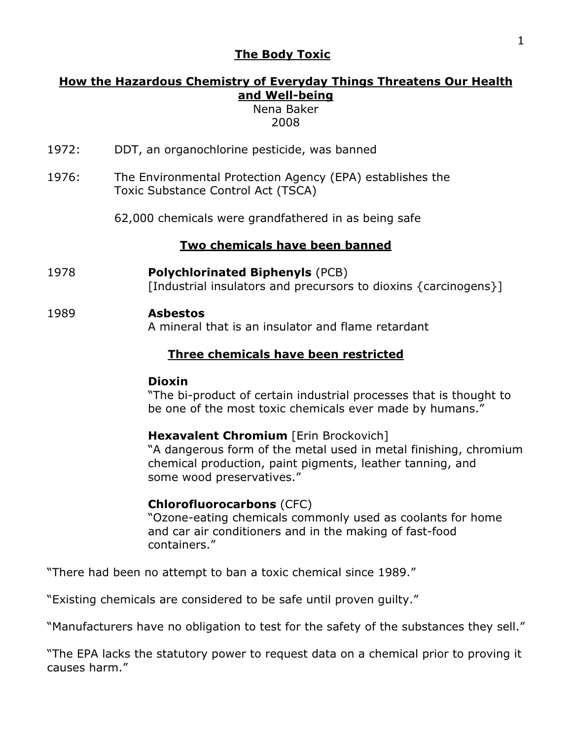# The Body Toxic

## How the Hazardous Chemistry of Everyday Things Threatens Our Health and Well-being

Nena Baker
2008

1972: DDT, an organochlorine pesticide, was banned

1976: The Environmental Protection Agency (EPA) establishes the Toxic Substance Control Act (TSCA)

62,000 chemicals were grandfathered in as being safe

### Two chemicals have been banned

1978 **Polychlorinated Biphenyls** (PCB)
[Industrial insulators and precursors to dioxins {carcinogens}]

1989 **Asbestos**
A mineral that is an insulator and flame retardant

### Three chemicals have been restricted

**Dioxin**
"The bi-product of certain industrial processes that is thought to be one of the most toxic chemicals ever made by humans."

**Hexavalent Chromium** [Erin Brockovich]
"A dangerous form of the metal used in metal finishing, chromium chemical production, paint pigments, leather tanning, and some wood preservatives."

**Chlorofluorocarbons** (CFC)
"Ozone-eating chemicals commonly used as coolants for home and car air conditioners and in the making of fast-food containers."

"There had been no attempt to ban a toxic chemical since 1989."

"Existing chemicals are considered to be safe until proven guilty."

"Manufacturers have no obligation to test for the safety of the substances they sell."

"The EPA lacks the statutory power to request data on a chemical prior to proving it causes harm."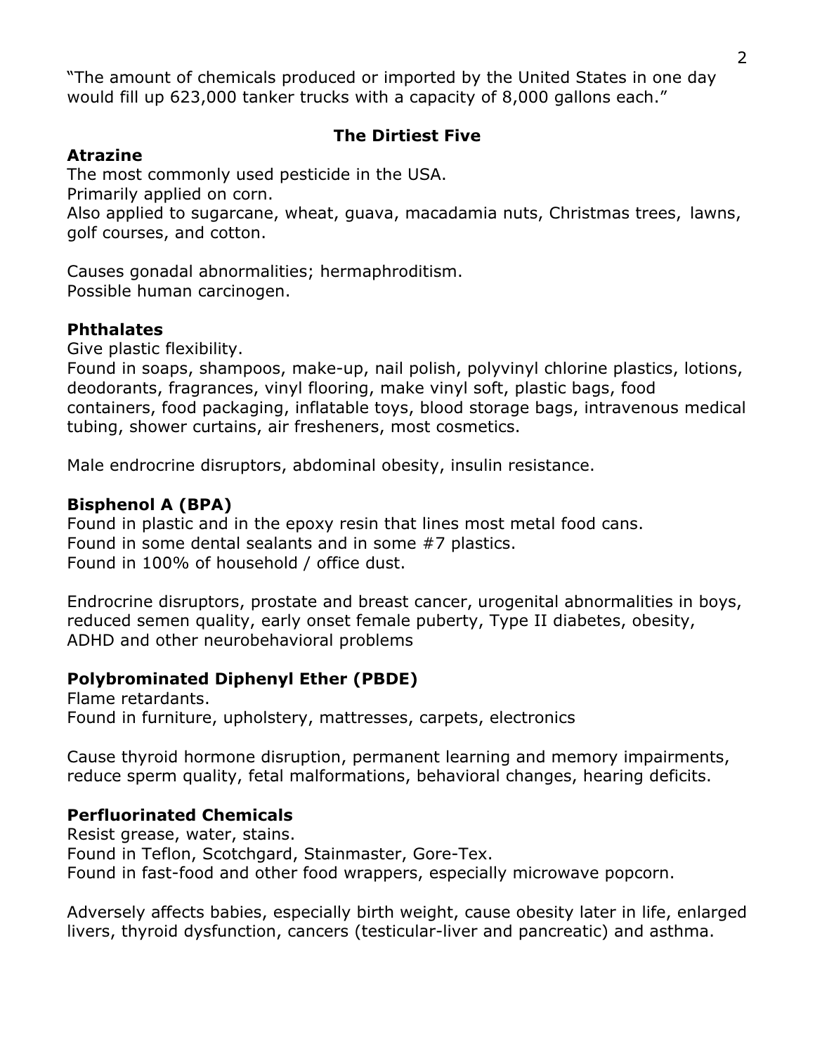"The amount of chemicals produced or imported by the United States in one day would fill up 623,000 tanker trucks with a capacity of 8,000 gallons each."

## The Dirtiest Five

### Atrazine

The most commonly used pesticide in the USA.
Primarily applied on corn.
Also applied to sugarcane, wheat, guava, macadamia nuts, Christmas trees, lawns, golf courses, and cotton.

Causes gonadal abnormalities; hermaphroditism.
Possible human carcinogen.

### Phthalates

Give plastic flexibility.
Found in soaps, shampoos, make-up, nail polish, polyvinyl chlorine plastics, lotions, deodorants, fragrances, vinyl flooring, make vinyl soft, plastic bags, food containers, food packaging, inflatable toys, blood storage bags, intravenous medical tubing, shower curtains, air fresheners, most cosmetics.

Male endrocrine disruptors, abdominal obesity, insulin resistance.

### Bisphenol A (BPA)

Found in plastic and in the epoxy resin that lines most metal food cans.
Found in some dental sealants and in some #7 plastics.
Found in 100% of household / office dust.

Endrocrine disruptors, prostate and breast cancer, urogenital abnormalities in boys, reduced semen quality, early onset female puberty, Type II diabetes, obesity, ADHD and other neurobehavioral problems

### Polybrominated Diphenyl Ether (PBDE)

Flame retardants.
Found in furniture, upholstery, mattresses, carpets, electronics

Cause thyroid hormone disruption, permanent learning and memory impairments, reduce sperm quality, fetal malformations, behavioral changes, hearing deficits.

### Perfluorinated Chemicals

Resist grease, water, stains.
Found in Teflon, Scotchgard, Stainmaster, Gore-Tex.
Found in fast-food and other food wrappers, especially microwave popcorn.

Adversely affects babies, especially birth weight, cause obesity later in life, enlarged livers, thyroid dysfunction, cancers (testicular-liver and pancreatic) and asthma.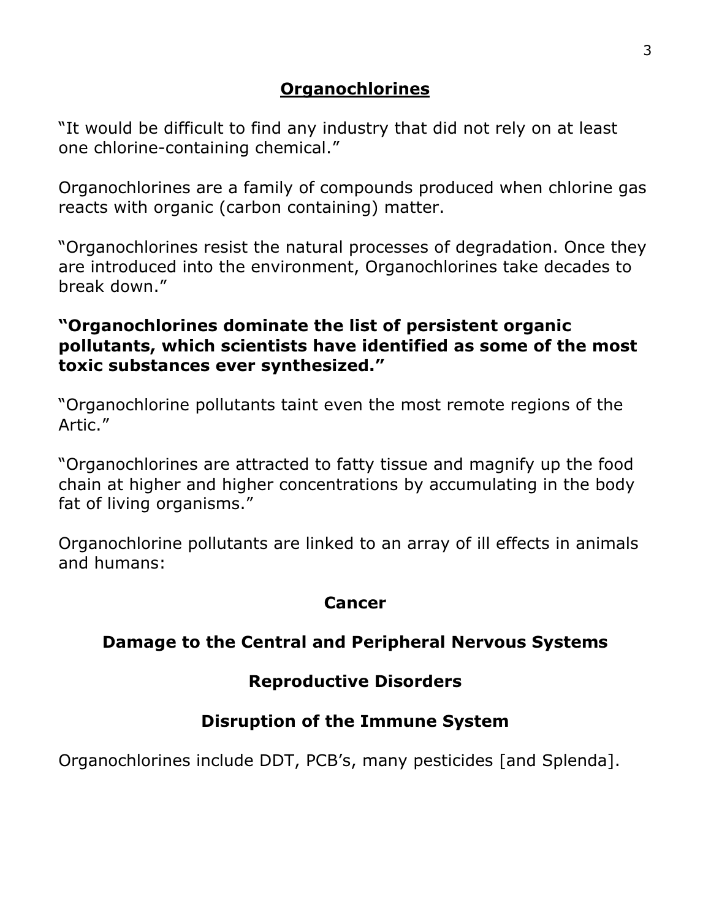## Organochlorines

"It would be difficult to find any industry that did not rely on at least one chlorine-containing chemical."

Organochlorines are a family of compounds produced when chlorine gas reacts with organic (carbon containing) matter.

"Organochlorines resist the natural processes of degradation. Once they are introduced into the environment, Organochlorines take decades to break down."

**"Organochlorines dominate the list of persistent organic pollutants, which scientists have identified as some of the most toxic substances ever synthesized."**

"Organochlorine pollutants taint even the most remote regions of the Artic."

"Organochlorines are attracted to fatty tissue and magnify up the food chain at higher and higher concentrations by accumulating in the body fat of living organisms."

Organochlorine pollutants are linked to an array of ill effects in animals and humans:

**Cancer**

**Damage to the Central and Peripheral Nervous Systems**

**Reproductive Disorders**

**Disruption of the Immune System**

Organochlorines include DDT, PCB's, many pesticides [and Splenda].